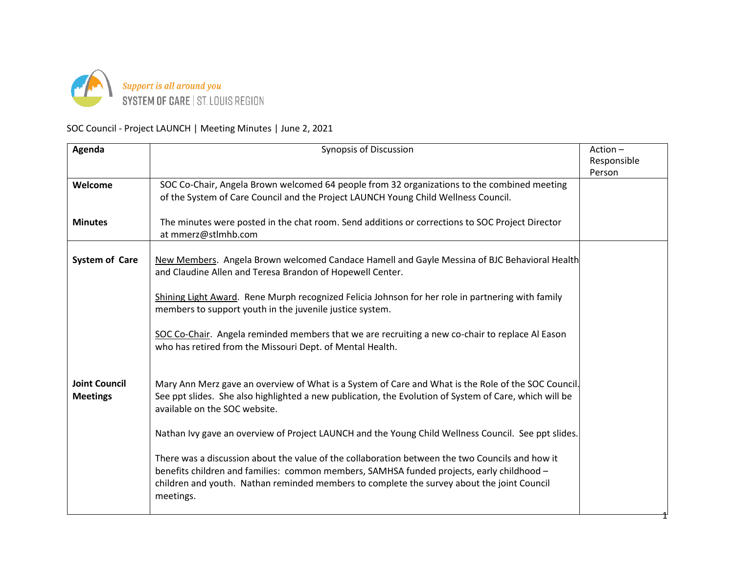Support is all around you
SYSTEM OF CARE | ST. LOUIS REGION

SOC Council - Project LAUNCH | Meeting Minutes | June 2, 2021

| Agenda | Synopsis of Discussion | Action – Responsible Person |
|---|---|---|
| **Welcome**<br><br>**Minutes** | SOC Co-Chair, Angela Brown welcomed 64 people from 32 organizations to the combined meeting of the System of Care Council and the Project LAUNCH Young Child Wellness Council.<br><br>The minutes were posted in the chat room. Send additions or corrections to SOC Project Director at mmerz@stlmhb.com | |
| **System of Care**<br><br><br><br><br><br><br><br>**Joint Council Meetings** | New Members. Angela Brown welcomed Candace Hamell and Gayle Messina of BJC Behavioral Health and Claudine Allen and Teresa Brandon of Hopewell Center.<br><br>Shining Light Award. Rene Murph recognized Felicia Johnson for her role in partnering with family members to support youth in the juvenile justice system.<br><br>SOC Co-Chair. Angela reminded members that we are recruiting a new co-chair to replace Al Eason who has retired from the Missouri Dept. of Mental Health.<br><br>Mary Ann Merz gave an overview of What is a System of Care and What is the Role of the SOC Council. See ppt slides. She also highlighted a new publication, the Evolution of System of Care, which will be available on the SOC website.<br><br>Nathan Ivy gave an overview of Project LAUNCH and the Young Child Wellness Council. See ppt slides.<br><br>There was a discussion about the value of the collaboration between the two Councils and how it benefits children and families: common members, SAMHSA funded projects, early childhood – children and youth. Nathan reminded members to complete the survey about the joint Council meetings. | |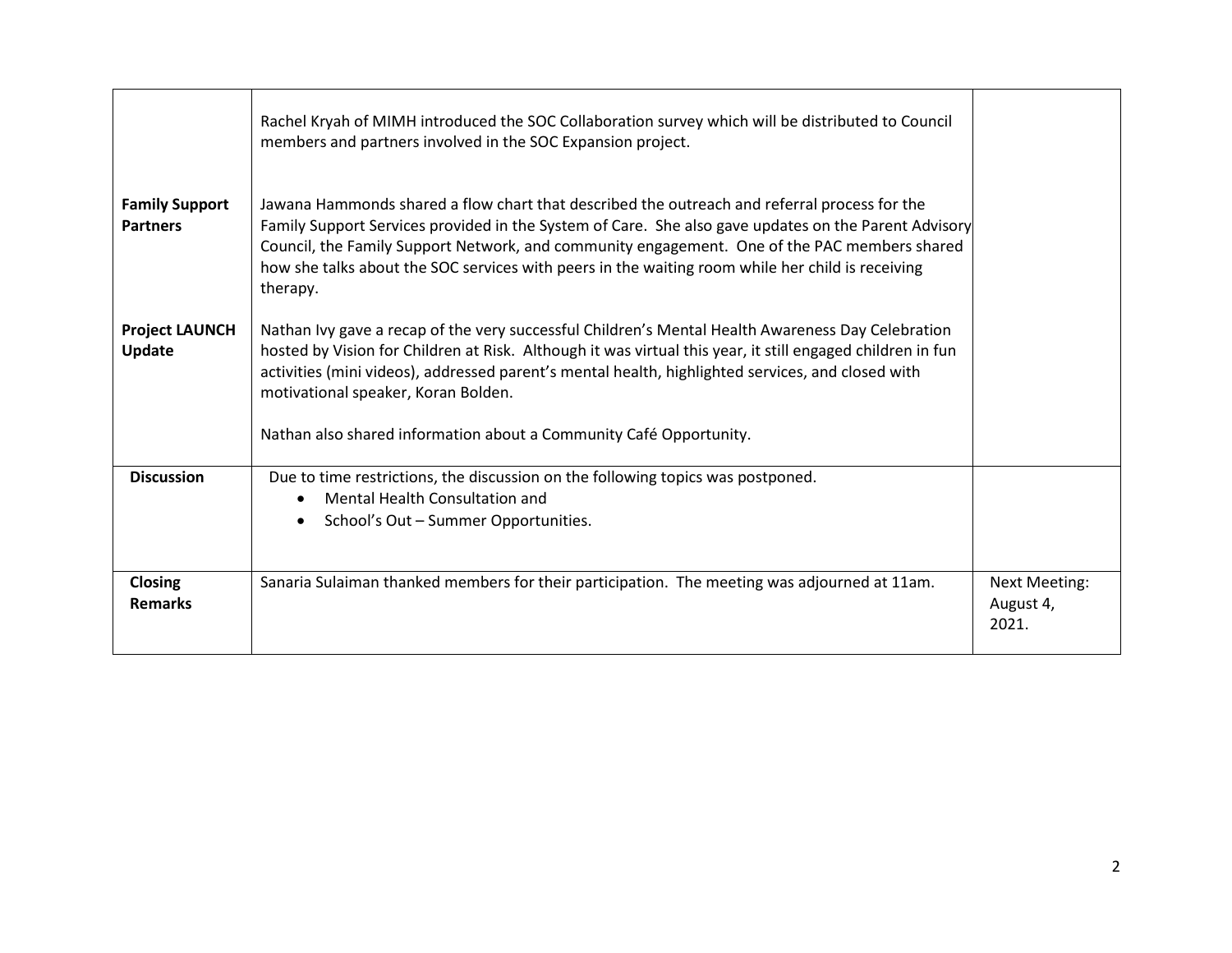| | | |
|---|---|---|
| | Rachel Kryah of MIMH introduced the SOC Collaboration survey which will be distributed to Council members and partners involved in the SOC Expansion project. | |
| **Family Support Partners** | Jawana Hammonds shared a flow chart that described the outreach and referral process for the Family Support Services provided in the System of Care. She also gave updates on the Parent Advisory Council, the Family Support Network, and community engagement. One of the PAC members shared how she talks about the SOC services with peers in the waiting room while her child is receiving therapy. | |
| **Project LAUNCH Update** | Nathan Ivy gave a recap of the very successful Children's Mental Health Awareness Day Celebration hosted by Vision for Children at Risk. Although it was virtual this year, it still engaged children in fun activities (mini videos), addressed parent's mental health, highlighted services, and closed with motivational speaker, Koran Bolden.<br><br>Nathan also shared information about a Community Café Opportunity. | |
| **Discussion** | Due to time restrictions, the discussion on the following topics was postponed.<br>• Mental Health Consultation and<br>• School's Out – Summer Opportunities. | |
| **Closing Remarks** | Sanaria Sulaiman thanked members for their participation. The meeting was adjourned at 11am. | Next Meeting: August 4, 2021. |